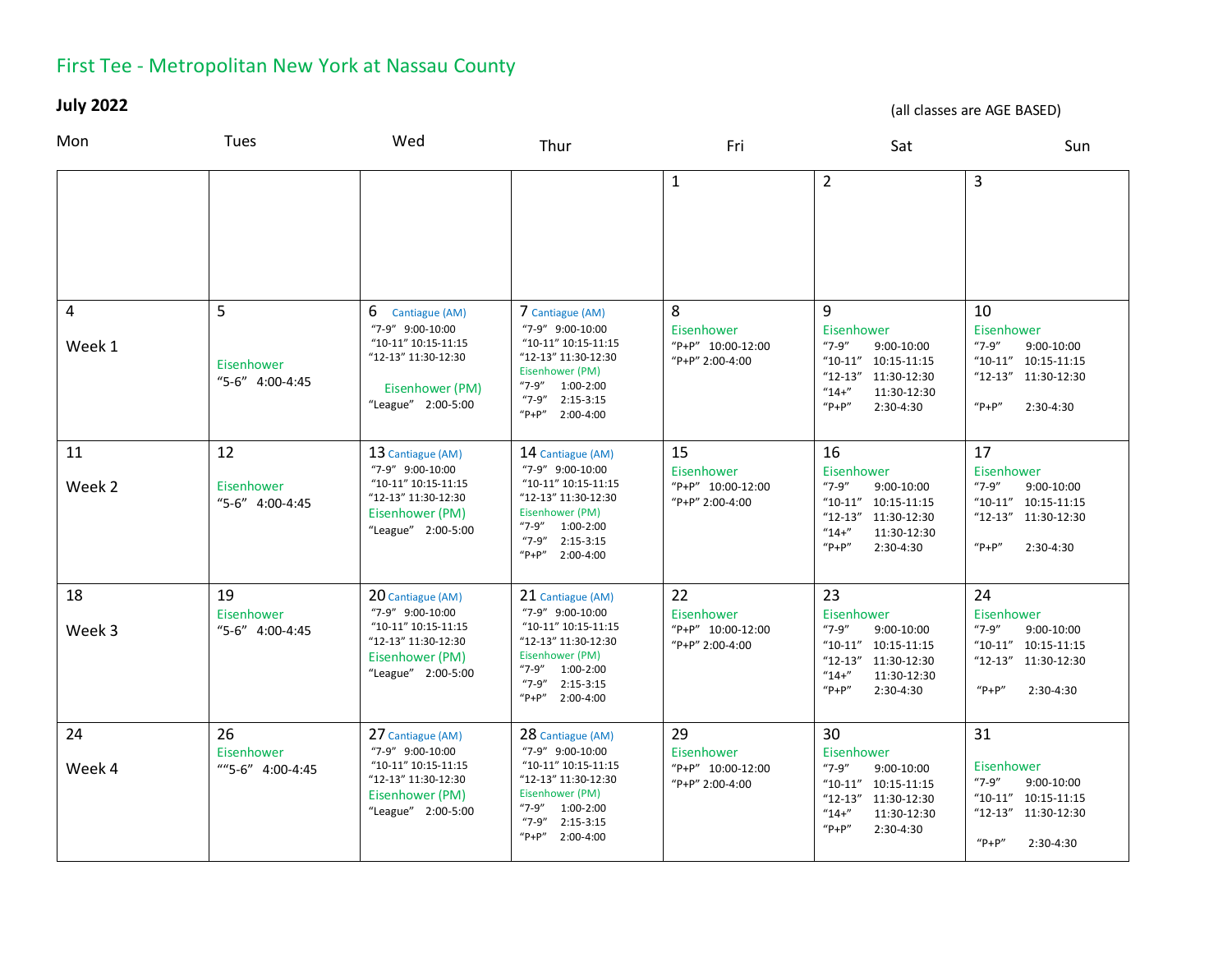# First Tee - Metropolitan New York at Nassau County

**July 2022**

(all classes are AGE BASED)

| Mon | Tues | Wed | Thur | Fri | Sat | Sun |
|---|---|---|---|---|---|---|
| | | | | 1 | 2 | 3 |
| 4<br><br>Week 1 | 5<br><br>Eisenhower<br>"5-6" 4:00-4:45 | 6 Cantiague (AM)<br>"7-9" 9:00-10:00<br>"10-11" 10:15-11:15<br>"12-13" 11:30-12:30<br><br>Eisenhower (PM)<br>"League" 2:00-5:00 | 7 Cantiague (AM)<br>"7-9" 9:00-10:00<br>"10-11" 10:15-11:15<br>"12-13" 11:30-12:30<br>Eisenhower (PM)<br>"7-9" 1:00-2:00<br>"7-9" 2:15-3:15<br>"P+P" 2:00-4:00 | 8<br>Eisenhower<br>"P+P" 10:00-12:00<br>"P+P" 2:00-4:00 | 9<br>Eisenhower<br>"7-9" 9:00-10:00<br>"10-11" 10:15-11:15<br>"12-13" 11:30-12:30<br>"14+" 11:30-12:30<br>"P+P" 2:30-4:30 | 10<br>Eisenhower<br>"7-9" 9:00-10:00<br>"10-11" 10:15-11:15<br>"12-13" 11:30-12:30<br><br>"P+P" 2:30-4:30 |
| 11<br><br>Week 2 | 12<br><br>Eisenhower<br>"5-6" 4:00-4:45 | 13 Cantiague (AM)<br>"7-9" 9:00-10:00<br>"10-11" 10:15-11:15<br>"12-13" 11:30-12:30<br>Eisenhower (PM)<br>"League" 2:00-5:00 | 14 Cantiague (AM)<br>"7-9" 9:00-10:00<br>"10-11" 10:15-11:15<br>"12-13" 11:30-12:30<br>Eisenhower (PM)<br>"7-9" 1:00-2:00<br>"7-9" 2:15-3:15<br>"P+P" 2:00-4:00 | 15<br>Eisenhower<br>"P+P" 10:00-12:00<br>"P+P" 2:00-4:00 | 16<br>Eisenhower<br>"7-9" 9:00-10:00<br>"10-11" 10:15-11:15<br>"12-13" 11:30-12:30<br>"14+" 11:30-12:30<br>"P+P" 2:30-4:30 | 17<br>Eisenhower<br>"7-9" 9:00-10:00<br>"10-11" 10:15-11:15<br>"12-13" 11:30-12:30<br><br>"P+P" 2:30-4:30 |
| 18<br><br>Week 3 | 19<br>Eisenhower<br>"5-6" 4:00-4:45 | 20 Cantiague (AM)<br>"7-9" 9:00-10:00<br>"10-11" 10:15-11:15<br>"12-13" 11:30-12:30<br>Eisenhower (PM)<br>"League" 2:00-5:00 | 21 Cantiague (AM)<br>"7-9" 9:00-10:00<br>"10-11" 10:15-11:15<br>"12-13" 11:30-12:30<br>Eisenhower (PM)<br>"7-9" 1:00-2:00<br>"7-9" 2:15-3:15<br>"P+P" 2:00-4:00 | 22<br>Eisenhower<br>"P+P" 10:00-12:00<br>"P+P" 2:00-4:00 | 23<br>Eisenhower<br>"7-9" 9:00-10:00<br>"10-11" 10:15-11:15<br>"12-13" 11:30-12:30<br>"14+" 11:30-12:30<br>"P+P" 2:30-4:30 | 24<br>Eisenhower<br>"7-9" 9:00-10:00<br>"10-11" 10:15-11:15<br>"12-13" 11:30-12:30<br><br>"P+P" 2:30-4:30 |
| 24<br><br>Week 4 | 26<br>Eisenhower<br>""5-6" 4:00-4:45 | 27 Cantiague (AM)<br>"7-9" 9:00-10:00<br>"10-11" 10:15-11:15<br>"12-13" 11:30-12:30<br>Eisenhower (PM)<br>"League" 2:00-5:00 | 28 Cantiague (AM)<br>"7-9" 9:00-10:00<br>"10-11" 10:15-11:15<br>"12-13" 11:30-12:30<br>Eisenhower (PM)<br>"7-9" 1:00-2:00<br>"7-9" 2:15-3:15<br>"P+P" 2:00-4:00 | 29<br>Eisenhower<br>"P+P" 10:00-12:00<br>"P+P" 2:00-4:00 | 30<br>Eisenhower<br>"7-9" 9:00-10:00<br>"10-11" 10:15-11:15<br>"12-13" 11:30-12:30<br>"14+" 11:30-12:30<br>"P+P" 2:30-4:30 | 31<br><br>Eisenhower<br>"7-9" 9:00-10:00<br>"10-11" 10:15-11:15<br>"12-13" 11:30-12:30<br><br>"P+P" 2:30-4:30 |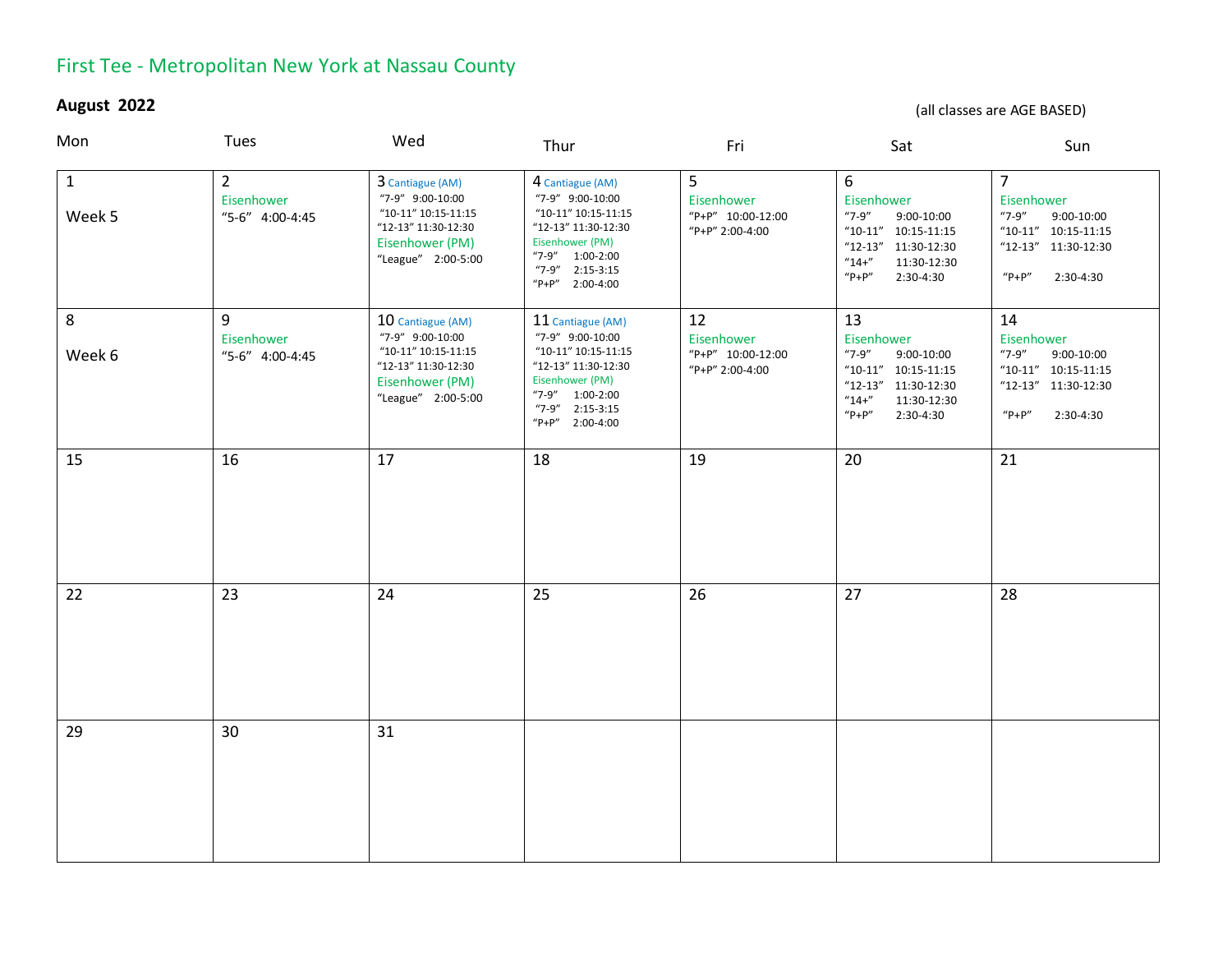First Tee - Metropolitan New York at Nassau County

**August 2022**

(all classes are AGE BASED)

| Mon | Tues | Wed | Thur | Fri | Sat | Sun |
|---|---|---|---|---|---|---|
| 1<br>Week 5 | 2<br>Eisenhower<br>"5-6" 4:00-4:45 | 3 Cantiague (AM)<br>"7-9" 9:00-10:00<br>"10-11" 10:15-11:15<br>"12-13" 11:30-12:30<br>Eisenhower (PM)<br>"League" 2:00-5:00 | 4 Cantiague (AM)<br>"7-9" 9:00-10:00<br>"10-11" 10:15-11:15<br>"12-13" 11:30-12:30<br>Eisenhower (PM)<br>"7-9" 1:00-2:00<br>"7-9" 2:15-3:15<br>"P+P" 2:00-4:00 | 5<br>Eisenhower<br>"P+P" 10:00-12:00<br>"P+P" 2:00-4:00 | 6<br>Eisenhower<br>"7-9" 9:00-10:00<br>"10-11" 10:15-11:15<br>"12-13" 11:30-12:30<br>"14+" 11:30-12:30<br>"P+P" 2:30-4:30 | 7<br>Eisenhower<br>"7-9" 9:00-10:00<br>"10-11" 10:15-11:15<br>"12-13" 11:30-12:30<br>"P+P" 2:30-4:30 |
| 8<br>Week 6 | 9<br>Eisenhower<br>"5-6" 4:00-4:45 | 10 Cantiague (AM)<br>"7-9" 9:00-10:00<br>"10-11" 10:15-11:15<br>"12-13" 11:30-12:30<br>Eisenhower (PM)<br>"League" 2:00-5:00 | 11 Cantiague (AM)<br>"7-9" 9:00-10:00<br>"10-11" 10:15-11:15<br>"12-13" 11:30-12:30<br>Eisenhower (PM)<br>"7-9" 1:00-2:00<br>"7-9" 2:15-3:15<br>"P+P" 2:00-4:00 | 12<br>Eisenhower<br>"P+P" 10:00-12:00<br>"P+P" 2:00-4:00 | 13<br>Eisenhower<br>"7-9" 9:00-10:00<br>"10-11" 10:15-11:15<br>"12-13" 11:30-12:30<br>"14+" 11:30-12:30<br>"P+P" 2:30-4:30 | 14<br>Eisenhower<br>"7-9" 9:00-10:00<br>"10-11" 10:15-11:15<br>"12-13" 11:30-12:30<br>"P+P" 2:30-4:30 |
| 15 | 16 | 17 | 18 | 19 | 20 | 21 |
| 22 | 23 | 24 | 25 | 26 | 27 | 28 |
| 29 | 30 | 31 | | | | |